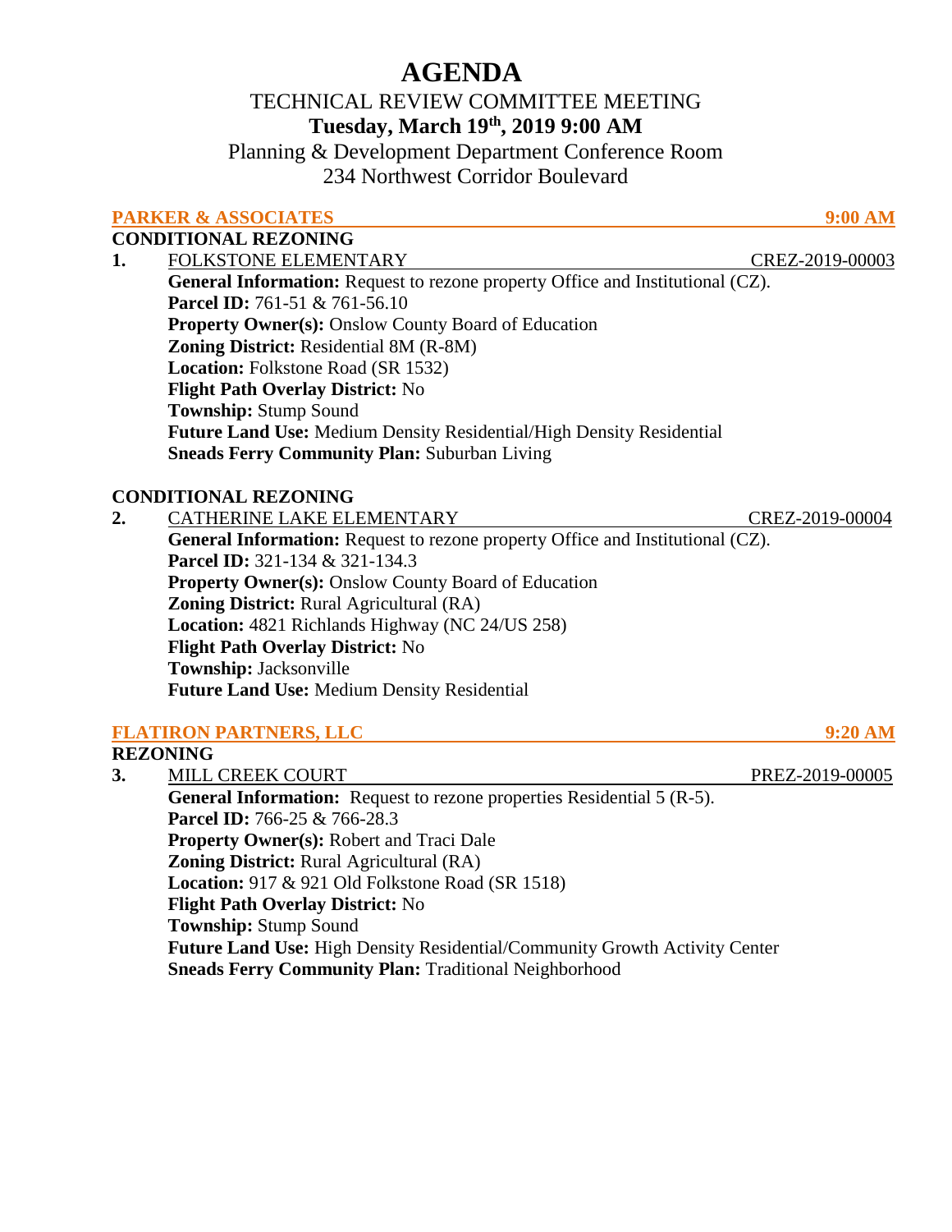# AGENDA

TECHNICAL REVIEW COMMITTEE MEETING

**Tuesday, March 19th, 2019 9:00 AM**

Planning & Development Department Conference Room

234 Northwest Corridor Boulevard

## PARKER & ASSOCIATES — 9:00 AM

### CONDITIONAL REZONING

**1.** FOLKSTONE ELEMENTARY — CREZ-2019-00003

**General Information:** Request to rezone property Office and Institutional (CZ).
**Parcel ID:** 761-51 & 761-56.10
**Property Owner(s):** Onslow County Board of Education
**Zoning District:** Residential 8M (R-8M)
**Location:** Folkstone Road (SR 1532)
**Flight Path Overlay District:** No
**Township:** Stump Sound
**Future Land Use:** Medium Density Residential/High Density Residential
**Sneads Ferry Community Plan:** Suburban Living

### CONDITIONAL REZONING

**2.** CATHERINE LAKE ELEMENTARY — CREZ-2019-00004

**General Information:** Request to rezone property Office and Institutional (CZ).
**Parcel ID:** 321-134 & 321-134.3
**Property Owner(s):** Onslow County Board of Education
**Zoning District:** Rural Agricultural (RA)
**Location:** 4821 Richlands Highway (NC 24/US 258)
**Flight Path Overlay District:** No
**Township:** Jacksonville
**Future Land Use:** Medium Density Residential

## FLATIRON PARTNERS, LLC — 9:20 AM

### REZONING

**3.** MILL CREEK COURT — PREZ-2019-00005

**General Information:** Request to rezone properties Residential 5 (R-5).
**Parcel ID:** 766-25 & 766-28.3
**Property Owner(s):** Robert and Traci Dale
**Zoning District:** Rural Agricultural (RA)
**Location:** 917 & 921 Old Folkstone Road (SR 1518)
**Flight Path Overlay District:** No
**Township:** Stump Sound
**Future Land Use:** High Density Residential/Community Growth Activity Center
**Sneads Ferry Community Plan:** Traditional Neighborhood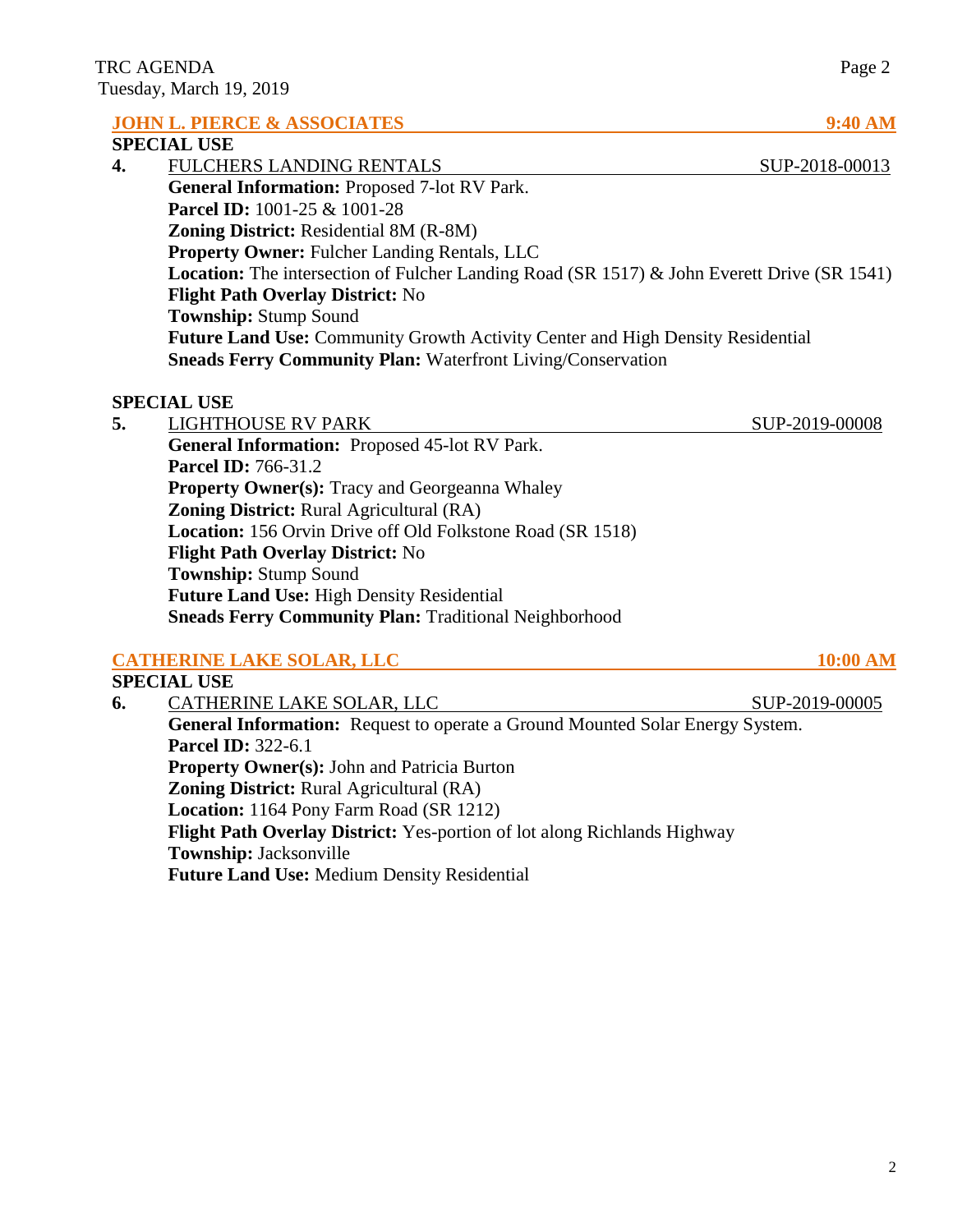## JOHN L. PIERCE & ASSOCIATES — 9:40 AM

**SPECIAL USE**

**4.** FULCHERS LANDING RENTALS — SUP-2018-00013

**General Information:** Proposed 7-lot RV Park.
**Parcel ID:** 1001-25 & 1001-28
**Zoning District:** Residential 8M (R-8M)
**Property Owner:** Fulcher Landing Rentals, LLC
**Location:** The intersection of Fulcher Landing Road (SR 1517) & John Everett Drive (SR 1541)
**Flight Path Overlay District:** No
**Township:** Stump Sound
**Future Land Use:** Community Growth Activity Center and High Density Residential
**Sneads Ferry Community Plan:** Waterfront Living/Conservation

**SPECIAL USE**

**5.** LIGHTHOUSE RV PARK — SUP-2019-00008

**General Information:** Proposed 45-lot RV Park.
**Parcel ID:** 766-31.2
**Property Owner(s):** Tracy and Georgeanna Whaley
**Zoning District:** Rural Agricultural (RA)
**Location:** 156 Orvin Drive off Old Folkstone Road (SR 1518)
**Flight Path Overlay District:** No
**Township:** Stump Sound
**Future Land Use:** High Density Residential
**Sneads Ferry Community Plan:** Traditional Neighborhood

## CATHERINE LAKE SOLAR, LLC — 10:00 AM

**SPECIAL USE**

**6.** CATHERINE LAKE SOLAR, LLC — SUP-2019-00005

**General Information:** Request to operate a Ground Mounted Solar Energy System.
**Parcel ID:** 322-6.1
**Property Owner(s):** John and Patricia Burton
**Zoning District:** Rural Agricultural (RA)
**Location:** 1164 Pony Farm Road (SR 1212)
**Flight Path Overlay District:** Yes-portion of lot along Richlands Highway
**Township:** Jacksonville
**Future Land Use:** Medium Density Residential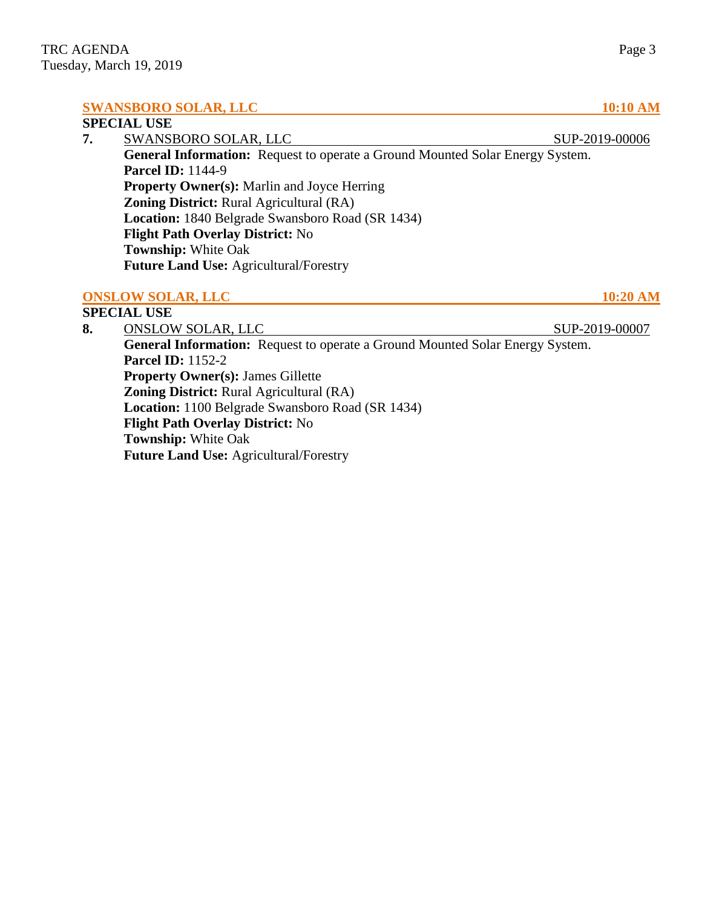## SWANSBORO SOLAR, LLC — 10:10 AM

**SPECIAL USE**

**7.** SWANSBORO SOLAR, LLC — SUP-2019-00006

**General Information:** Request to operate a Ground Mounted Solar Energy System.
**Parcel ID:** 1144-9
**Property Owner(s):** Marlin and Joyce Herring
**Zoning District:** Rural Agricultural (RA)
**Location:** 1840 Belgrade Swansboro Road (SR 1434)
**Flight Path Overlay District:** No
**Township:** White Oak
**Future Land Use:** Agricultural/Forestry

## ONSLOW SOLAR, LLC — 10:20 AM

**SPECIAL USE**

**8.** ONSLOW SOLAR, LLC — SUP-2019-00007

**General Information:** Request to operate a Ground Mounted Solar Energy System.
**Parcel ID:** 1152-2
**Property Owner(s):** James Gillette
**Zoning District:** Rural Agricultural (RA)
**Location:** 1100 Belgrade Swansboro Road (SR 1434)
**Flight Path Overlay District:** No
**Township:** White Oak
**Future Land Use:** Agricultural/Forestry